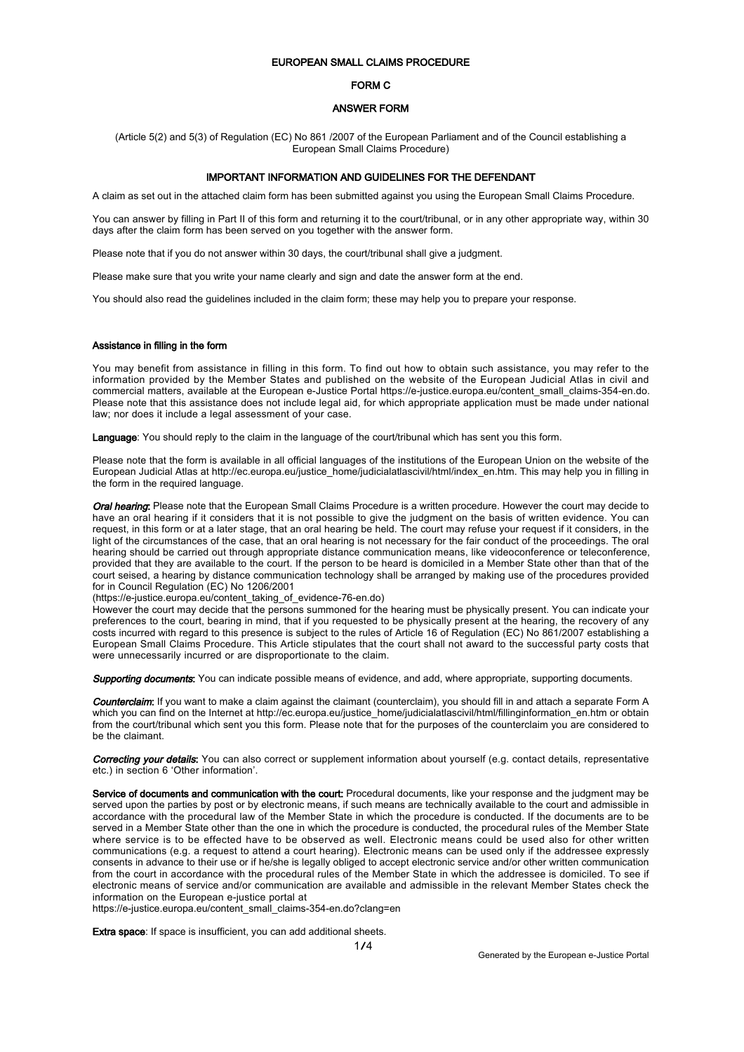# EUROPEAN SMALL CLAIMS PROCEDURE

## FORM C

## ANSWER FORM

(Article 5(2) and 5(3) of Regulation (EC) No 861 /2007 of the European Parliament and of the Council establishing a European Small Claims Procedure)

### IMPORTANT INFORMATION AND GUIDELINES FOR THE DEFENDANT

A claim as set out in the attached claim form has been submitted against you using the European Small Claims Procedure.

You can answer by filling in Part II of this form and returning it to the court/tribunal, or in any other appropriate way, within 30 days after the claim form has been served on you together with the answer form.

Please note that if you do not answer within 30 days, the court/tribunal shall give a judgment.

Please make sure that you write your name clearly and sign and date the answer form at the end.

You should also read the guidelines included in the claim form; these may help you to prepare your response.

**Assistance in filling in the form**

You may benefit from assistance in filling in this form. To find out how to obtain such assistance, you may refer to the information provided by the Member States and published on the website of the European Judicial Atlas in civil and commercial matters, available at the European e-Justice Portal https://e-justice.europa.eu/content_small_claims-354-en.do. Please note that this assistance does not include legal aid, for which appropriate application must be made under national law; nor does it include a legal assessment of your case.

**Language**: You should reply to the claim in the language of the court/tribunal which has sent you this form.

Please note that the form is available in all official languages of the institutions of the European Union on the website of the European Judicial Atlas at http://ec.europa.eu/justice_home/judicialatlascivil/html/index_en.htm. This may help you in filling in the form in the required language.

***Oral hearing***: Please note that the European Small Claims Procedure is a written procedure. However the court may decide to have an oral hearing if it considers that it is not possible to give the judgment on the basis of written evidence. You can request, in this form or at a later stage, that an oral hearing be held. The court may refuse your request if it considers, in the light of the circumstances of the case, that an oral hearing is not necessary for the fair conduct of the proceedings. The oral hearing should be carried out through appropriate distance communication means, like videoconference or teleconference, provided that they are available to the court. If the person to be heard is domiciled in a Member State other than that of the court seised, a hearing by distance communication technology shall be arranged by making use of the procedures provided for in Council Regulation (EC) No 1206/2001
(https://e-justice.europa.eu/content_taking_of_evidence-76-en.do)
However the court may decide that the persons summoned for the hearing must be physically present. You can indicate your preferences to the court, bearing in mind, that if you requested to be physically present at the hearing, the recovery of any costs incurred with regard to this presence is subject to the rules of Article 16 of Regulation (EC) No 861/2007 establishing a European Small Claims Procedure. This Article stipulates that the court shall not award to the successful party costs that were unnecessarily incurred or are disproportionate to the claim.

***Supporting documents***: You can indicate possible means of evidence, and add, where appropriate, supporting documents.

***Counterclaim***: If you want to make a claim against the claimant (counterclaim), you should fill in and attach a separate Form A which you can find on the Internet at http://ec.europa.eu/justice_home/judicialatlascivil/html/fillinginformation_en.htm or obtain from the court/tribunal which sent you this form. Please note that for the purposes of the counterclaim you are considered to be the claimant.

***Correcting your details***: You can also correct or supplement information about yourself (e.g. contact details, representative etc.) in section 6 'Other information'.

**Service of documents and communication with the court:** Procedural documents, like your response and the judgment may be served upon the parties by post or by electronic means, if such means are technically available to the court and admissible in accordance with the procedural law of the Member State in which the procedure is conducted. If the documents are to be served in a Member State other than the one in which the procedure is conducted, the procedural rules of the Member State where service is to be effected have to be observed as well. Electronic means could be used also for other written communications (e.g. a request to attend a court hearing). Electronic means can be used only if the addressee expressly consents in advance to their use or if he/she is legally obliged to accept electronic service and/or other written communication from the court in accordance with the procedural rules of the Member State in which the addressee is domiciled. To see if electronic means of service and/or communication are available and admissible in the relevant Member States check the information on the European e-justice portal at
https://e-justice.europa.eu/content_small_claims-354-en.do?clang=en

**Extra space**: If space is insufficient, you can add additional sheets.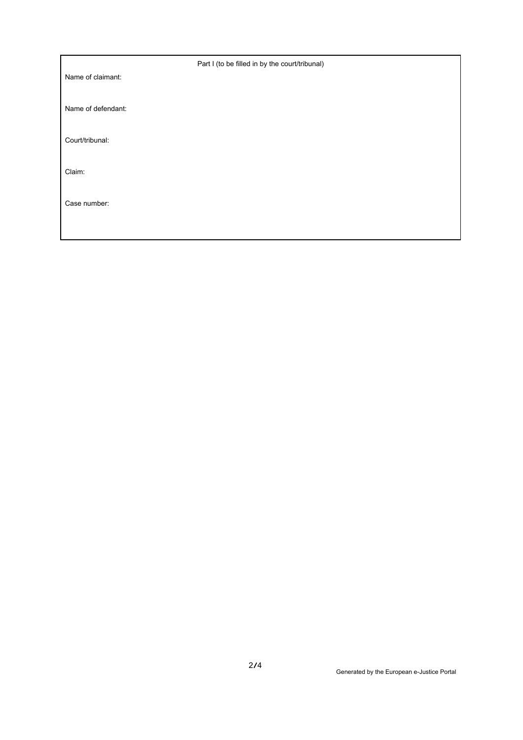Part I (to be filled in by the court/tribunal)

Name of claimant:

Name of defendant:

Court/tribunal:

Claim:

Case number: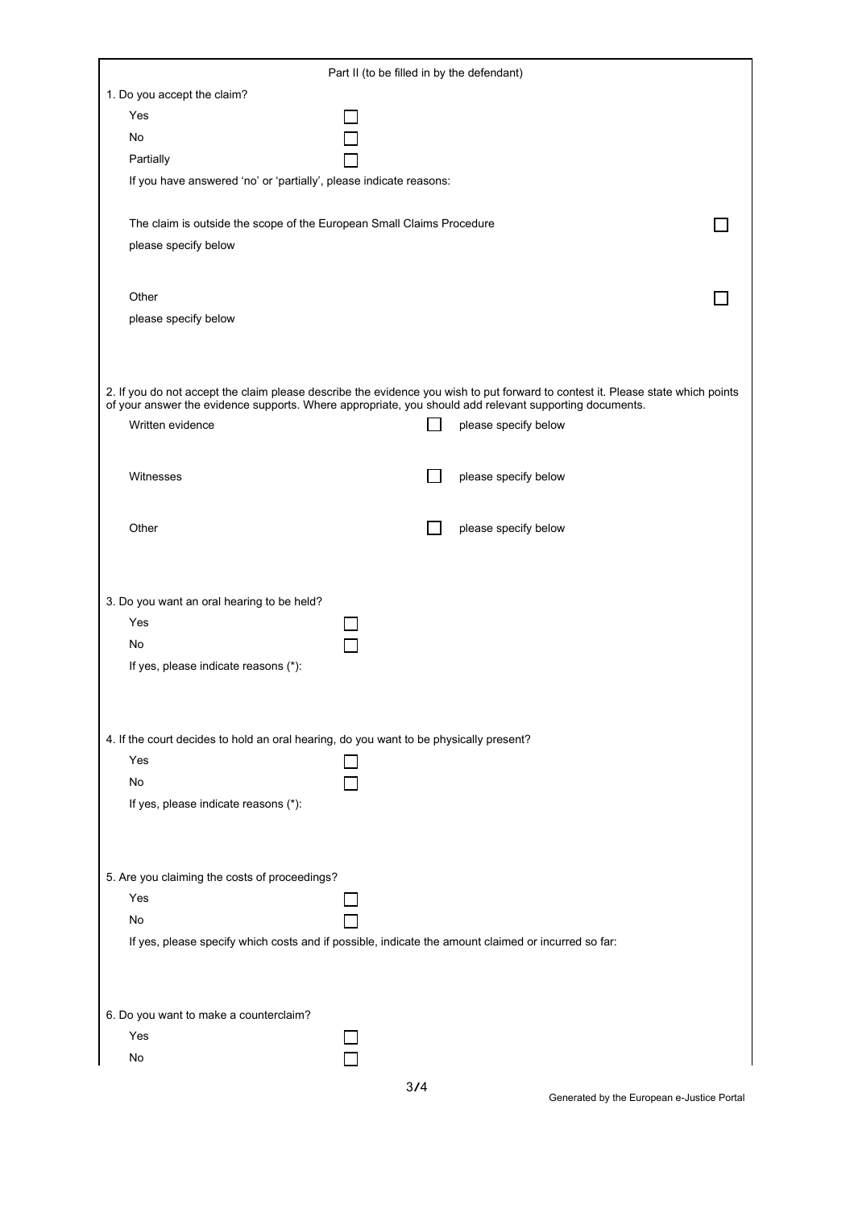## Part II (to be filled in by the defendant)

1. Do you accept the claim?

- Yes ☐
- No ☐
- Partially ☐

If you have answered 'no' or 'partially', please indicate reasons:

The claim is outside the scope of the European Small Claims Procedure ☐

please specify below

Other ☐

please specify below

2. If you do not accept the claim please describe the evidence you wish to put forward to contest it. Please state which points of your answer the evidence supports. Where appropriate, you should add relevant supporting documents.

- Written evidence ☐ please specify below
- Witnesses ☐ please specify below
- Other ☐ please specify below

3. Do you want an oral hearing to be held?

- Yes ☐
- No ☐

If yes, please indicate reasons (*):

4. If the court decides to hold an oral hearing, do you want to be physically present?

- Yes ☐
- No ☐

If yes, please indicate reasons (*):

5. Are you claiming the costs of proceedings?

- Yes ☐
- No ☐

If yes, please specify which costs and if possible, indicate the amount claimed or incurred so far:

6. Do you want to make a counterclaim?

- Yes ☐
- No ☐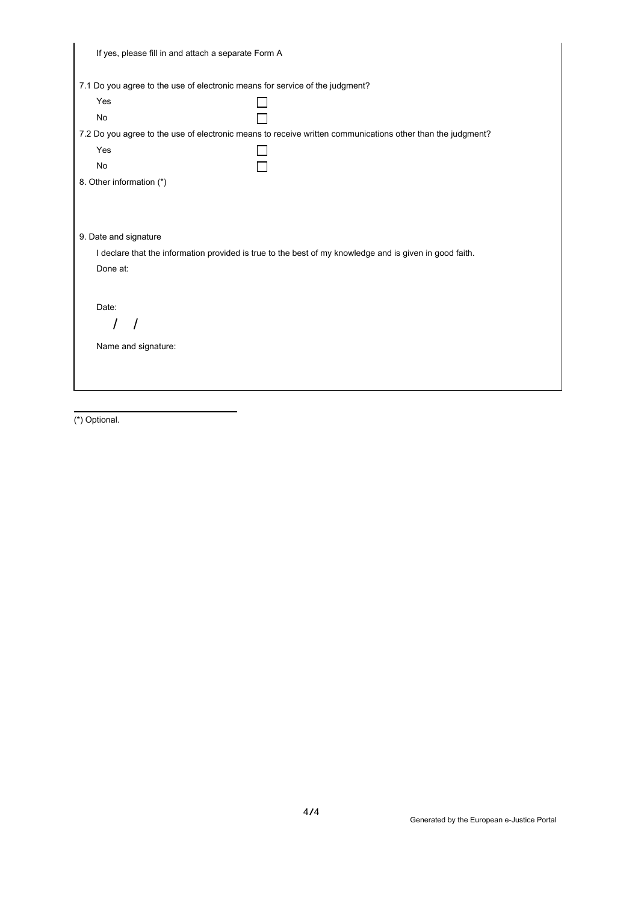If yes, please fill in and attach a separate Form A

7.1 Do you agree to the use of electronic means for service of the judgment?

Yes ☐

No ☐

7.2 Do you agree to the use of electronic means to receive written communications other than the judgment?

Yes ☐

No ☐

8. Other information (*)

9. Date and signature

I declare that the information provided is true to the best of my knowledge and is given in good faith.

Done at:

Date:

/ /

Name and signature:

---

(*) Optional.